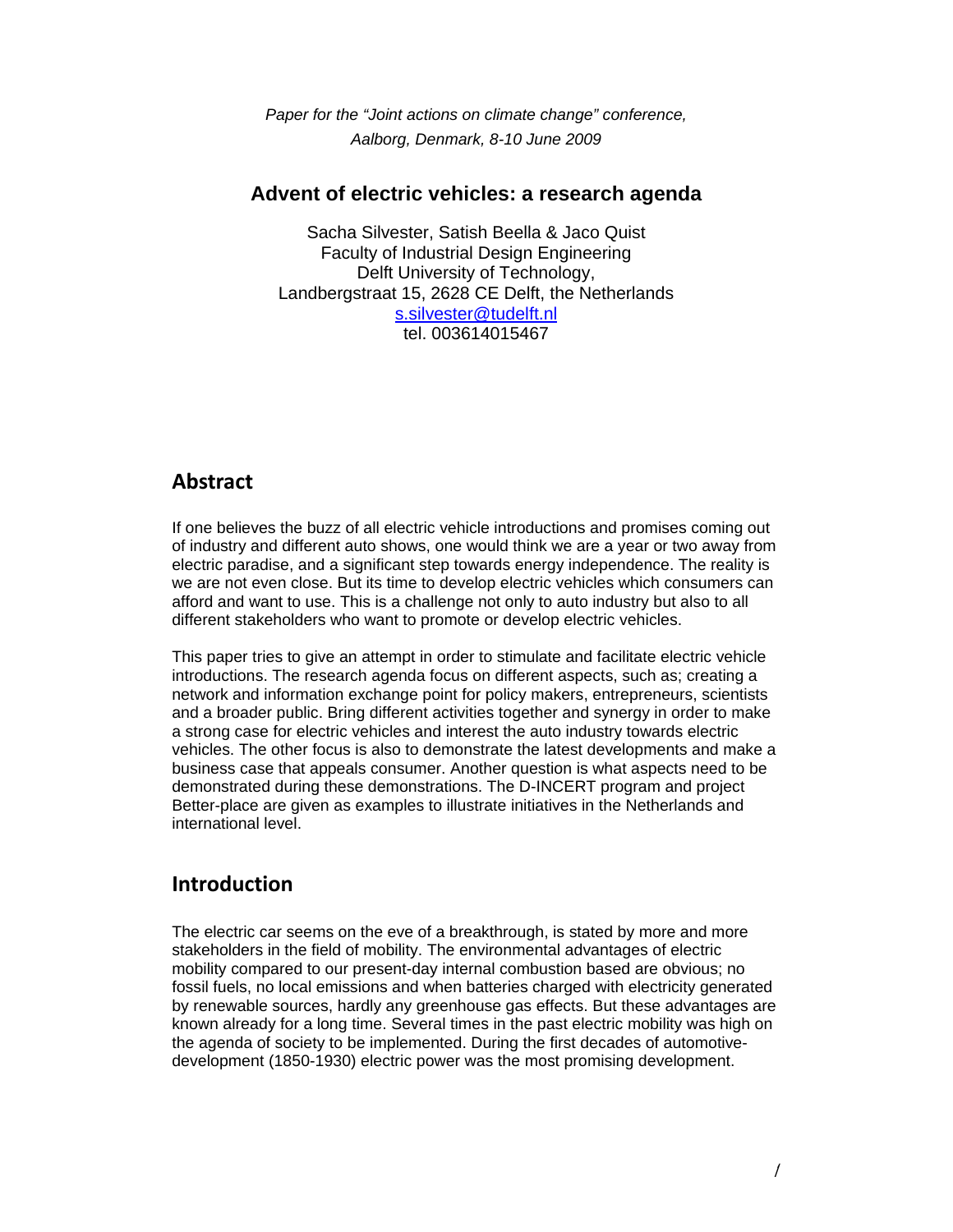*Paper for the "Joint actions on climate change" conference, Aalborg, Denmark, 8-10 June 2009*

# Advent of electric vehicles: a research agenda

Sacha Silvester, Satish Beella & Jaco Quist
Faculty of Industrial Design Engineering
Delft University of Technology,
Landbergstraat 15, 2628 CE Delft, the Netherlands
s.silvester@tudelft.nl
tel. 003614015467

## Abstract

If one believes the buzz of all electric vehicle introductions and promises coming out of industry and different auto shows, one would think we are a year or two away from electric paradise, and a significant step towards energy independence. The reality is we are not even close. But its time to develop electric vehicles which consumers can afford and want to use. This is a challenge not only to auto industry but also to all different stakeholders who want to promote or develop electric vehicles.

This paper tries to give an attempt in order to stimulate and facilitate electric vehicle introductions. The research agenda focus on different aspects, such as; creating a network and information exchange point for policy makers, entrepreneurs, scientists and a broader public. Bring different activities together and synergy in order to make a strong case for electric vehicles and interest the auto industry towards electric vehicles. The other focus is also to demonstrate the latest developments and make a business case that appeals consumer. Another question is what aspects need to be demonstrated during these demonstrations. The D-INCERT program and project Better-place are given as examples to illustrate initiatives in the Netherlands and international level.

## Introduction

The electric car seems on the eve of a breakthrough, is stated by more and more stakeholders in the field of mobility. The environmental advantages of electric mobility compared to our present-day internal combustion based are obvious; no fossil fuels, no local emissions and when batteries charged with electricity generated by renewable sources, hardly any greenhouse gas effects. But these advantages are known already for a long time. Several times in the past electric mobility was high on the agenda of society to be implemented. During the first decades of automotive-development (1850-1930) electric power was the most promising development.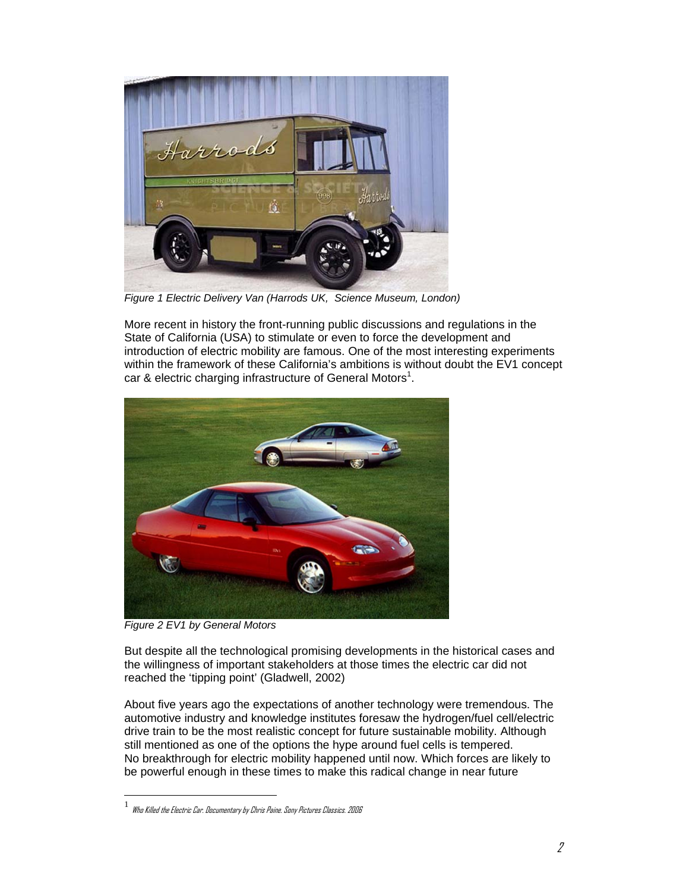Figure 1 Electric Delivery Van (Harrods UK, Science Museum, London)

More recent in history the front-running public discussions and regulations in the State of California (USA) to stimulate or even to force the development and introduction of electric mobility are famous. One of the most interesting experiments within the framework of these California's ambitions is without doubt the EV1 concept car & electric charging infrastructure of General Motors[1].

Figure 2 EV1 by General Motors

But despite all the technological promising developments in the historical cases and the willingness of important stakeholders at those times the electric car did not reached the 'tipping point' (Gladwell, 2002)

About five years ago the expectations of another technology were tremendous. The automotive industry and knowledge institutes foresaw the hydrogen/fuel cell/electric drive train to be the most realistic concept for future sustainable mobility. Although still mentioned as one of the options the hype around fuel cells is tempered. No breakthrough for electric mobility happened until now. Which forces are likely to be powerful enough in these times to make this radical change in near future

---

[1] Who Killed the Electric Car. Documentary by Chris Paine. Sony Pictures Classics. 2006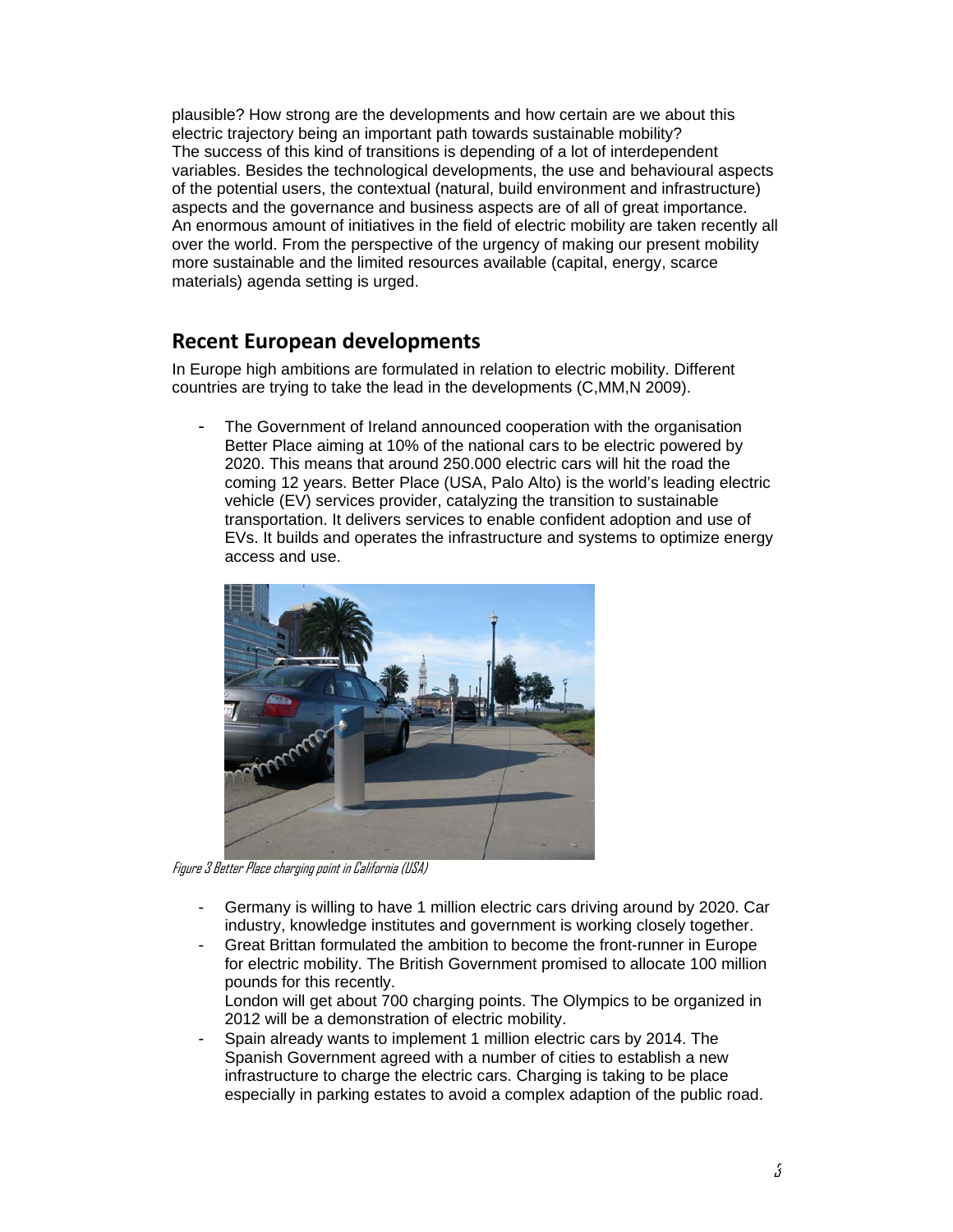plausible? How strong are the developments and how certain are we about this electric trajectory being an important path towards sustainable mobility?
The success of this kind of transitions is depending of a lot of interdependent variables. Besides the technological developments, the use and behavioural aspects of the potential users, the contextual (natural, build environment and infrastructure) aspects and the governance and business aspects are of all of great importance.
An enormous amount of initiatives in the field of electric mobility are taken recently all over the world. From the perspective of the urgency of making our present mobility more sustainable and the limited resources available (capital, energy, scarce materials) agenda setting is urged.

## Recent European developments

In Europe high ambitions are formulated in relation to electric mobility. Different countries are trying to take the lead in the developments (C,MM,N 2009).

- The Government of Ireland announced cooperation with the organisation Better Place aiming at 10% of the national cars to be electric powered by 2020. This means that around 250.000 electric cars will hit the road the coming 12 years. Better Place (USA, Palo Alto) is the world's leading electric vehicle (EV) services provider, catalyzing the transition to sustainable transportation. It delivers services to enable confident adoption and use of EVs. It builds and operates the infrastructure and systems to optimize energy access and use.

*Figure 3 Better Place charging point in California (USA)*

- Germany is willing to have 1 million electric cars driving around by 2020. Car industry, knowledge institutes and government is working closely together.
- Great Brittan formulated the ambition to become the front-runner in Europe for electric mobility. The British Government promised to allocate 100 million pounds for this recently.
  London will get about 700 charging points. The Olympics to be organized in 2012 will be a demonstration of electric mobility.
- Spain already wants to implement 1 million electric cars by 2014. The Spanish Government agreed with a number of cities to establish a new infrastructure to charge the electric cars. Charging is taking to be place especially in parking estates to avoid a complex adaption of the public road.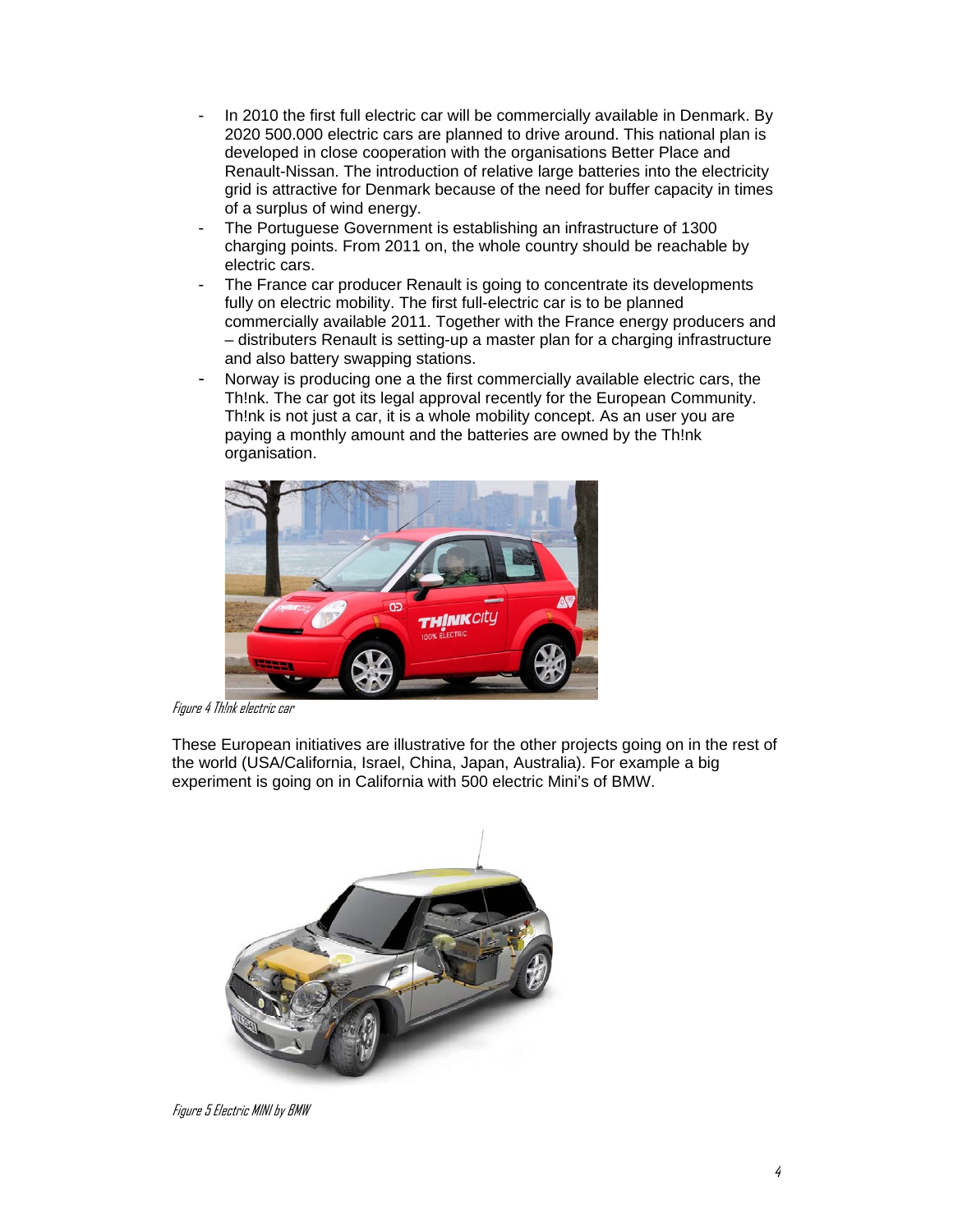- In 2010 the first full electric car will be commercially available in Denmark. By 2020 500.000 electric cars are planned to drive around. This national plan is developed in close cooperation with the organisations Better Place and Renault-Nissan. The introduction of relative large batteries into the electricity grid is attractive for Denmark because of the need for buffer capacity in times of a surplus of wind energy.
- The Portuguese Government is establishing an infrastructure of 1300 charging points. From 2011 on, the whole country should be reachable by electric cars.
- The France car producer Renault is going to concentrate its developments fully on electric mobility. The first full-electric car is to be planned commercially available 2011. Together with the France energy producers and – distributers Renault is setting-up a master plan for a charging infrastructure and also battery swapping stations.
- Norway is producing one a the first commercially available electric cars, the Th!nk. The car got its legal approval recently for the European Community. Th!nk is not just a car, it is a whole mobility concept. As an user you are paying a monthly amount and the batteries are owned by the Th!nk organisation.

*Figure 4 Th!nk electric car*

These European initiatives are illustrative for the other projects going on in the rest of the world (USA/California, Israel, China, Japan, Australia). For example a big experiment is going on in California with 500 electric Mini's of BMW.

*Figure 5 Electric MINI by BMW*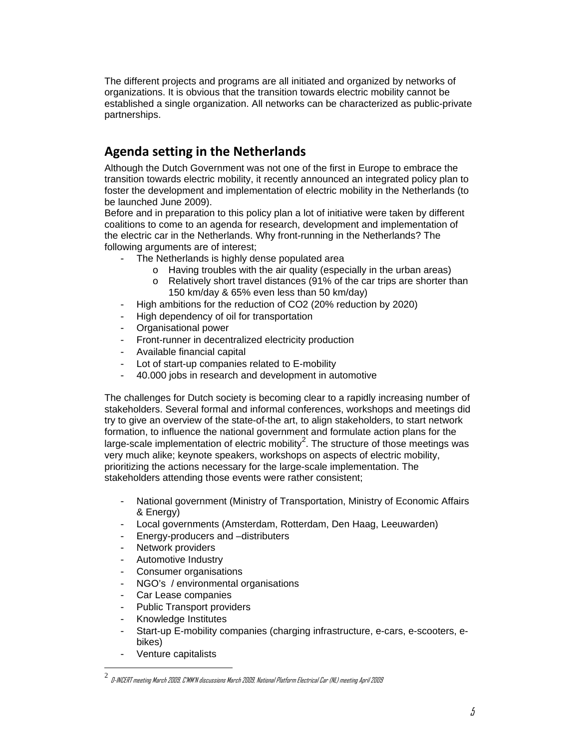The different projects and programs are all initiated and organized by networks of organizations. It is obvious that the transition towards electric mobility cannot be established a single organization. All networks can be characterized as public-private partnerships.

## Agenda setting in the Netherlands

Although the Dutch Government was not one of the first in Europe to embrace the transition towards electric mobility, it recently announced an integrated policy plan to foster the development and implementation of electric mobility in the Netherlands (to be launched June 2009).

Before and in preparation to this policy plan a lot of initiative were taken by different coalitions to come to an agenda for research, development and implementation of the electric car in the Netherlands. Why front-running in the Netherlands? The following arguments are of interest;

- The Netherlands is highly dense populated area
  - Having troubles with the air quality (especially in the urban areas)
  - Relatively short travel distances (91% of the car trips are shorter than 150 km/day & 65% even less than 50 km/day)
- High ambitions for the reduction of $CO_2$ (20% reduction by 2020)
- High dependency of oil for transportation
- Organisational power
- Front-runner in decentralized electricity production
- Available financial capital
- Lot of start-up companies related to E-mobility
- 40.000 jobs in research and development in automotive

The challenges for Dutch society is becoming clear to a rapidly increasing number of stakeholders. Several formal and informal conferences, workshops and meetings did try to give an overview of the state-of-the art, to align stakeholders, to start network formation, to influence the national government and formulate action plans for the large-scale implementation of electric mobility[2]. The structure of those meetings was very much alike; keynote speakers, workshops on aspects of electric mobility, prioritizing the actions necessary for the large-scale implementation. The stakeholders attending those events were rather consistent;

- National government (Ministry of Transportation, Ministry of Economic Affairs & Energy)
- Local governments (Amsterdam, Rotterdam, Den Haag, Leeuwarden)
- Energy-producers and –distributers
- Network providers
- Automotive Industry
- Consumer organisations
- NGO's / environmental organisations
- Car Lease companies
- Public Transport providers
- Knowledge Institutes
- Start-up E-mobility companies (charging infrastructure, e-cars, e-scooters, e-bikes)
- Venture capitalists

[2] D-INCERT meeting March 2009, C'MM'N discussions March 2009, National Platform Electrical Car (NL) meeting April 2009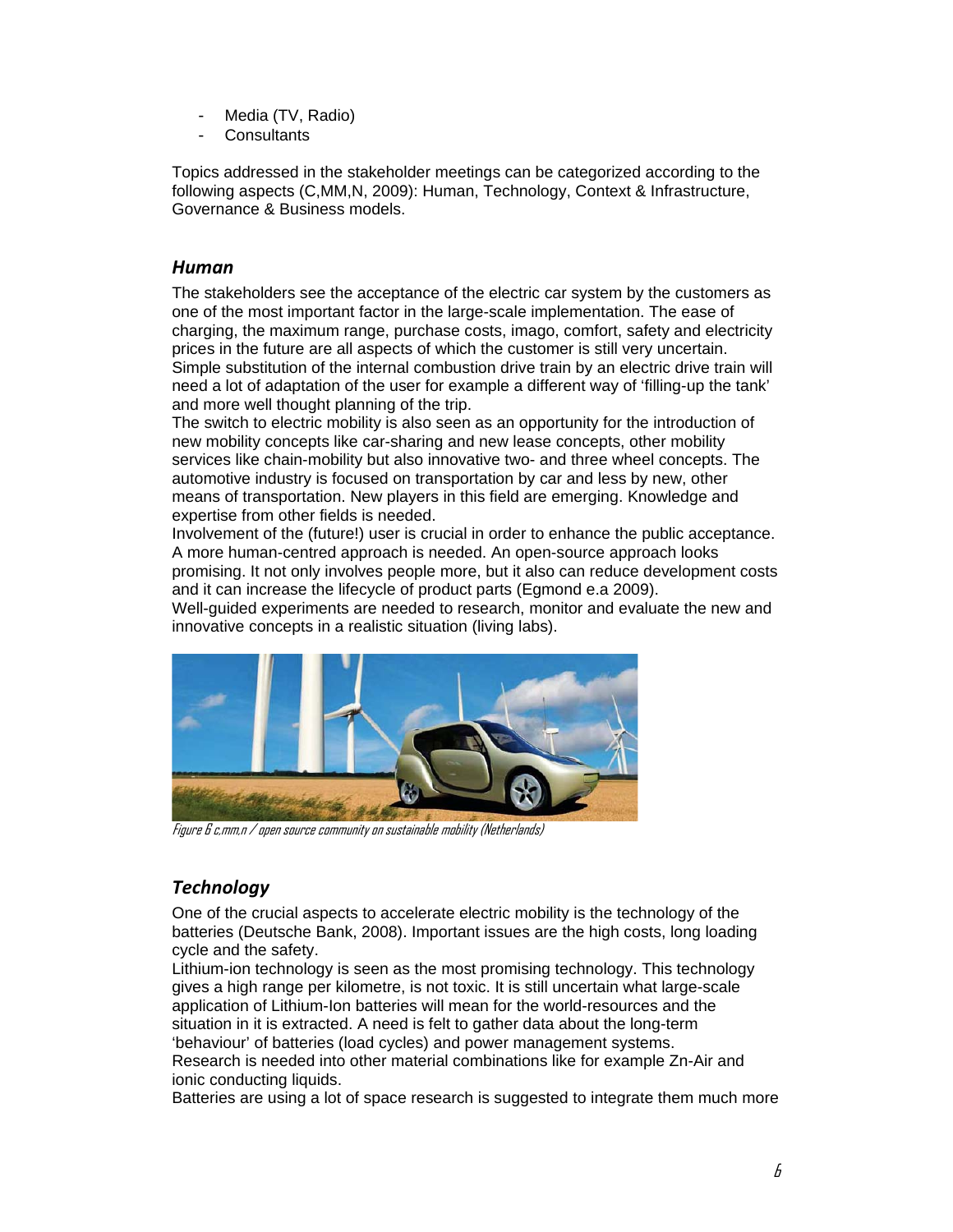- Media (TV, Radio)
- Consultants

Topics addressed in the stakeholder meetings can be categorized according to the following aspects (C,MM,N, 2009): Human, Technology, Context & Infrastructure, Governance & Business models.

### *Human*

The stakeholders see the acceptance of the electric car system by the customers as one of the most important factor in the large-scale implementation. The ease of charging, the maximum range, purchase costs, imago, comfort, safety and electricity prices in the future are all aspects of which the customer is still very uncertain. Simple substitution of the internal combustion drive train by an electric drive train will need a lot of adaptation of the user for example a different way of 'filling-up the tank' and more well thought planning of the trip.
The switch to electric mobility is also seen as an opportunity for the introduction of new mobility concepts like car-sharing and new lease concepts, other mobility services like chain-mobility but also innovative two- and three wheel concepts. The automotive industry is focused on transportation by car and less by new, other means of transportation. New players in this field are emerging. Knowledge and expertise from other fields is needed.
Involvement of the (future!) user is crucial in order to enhance the public acceptance. A more human-centred approach is needed. An open-source approach looks promising. It not only involves people more, but it also can reduce development costs and it can increase the lifecycle of product parts (Egmond e.a 2009).
Well-guided experiments are needed to research, monitor and evaluate the new and innovative concepts in a realistic situation (living labs).

*Figure 6 c,mm,n / open source community on sustainable mobility (Netherlands)*

### *Technology*

One of the crucial aspects to accelerate electric mobility is the technology of the batteries (Deutsche Bank, 2008). Important issues are the high costs, long loading cycle and the safety.
Lithium-ion technology is seen as the most promising technology. This technology gives a high range per kilometre, is not toxic. It is still uncertain what large-scale application of Lithium-Ion batteries will mean for the world-resources and the situation in it is extracted. A need is felt to gather data about the long-term 'behaviour' of batteries (load cycles) and power management systems.
Research is needed into other material combinations like for example Zn-Air and ionic conducting liquids.
Batteries are using a lot of space research is suggested to integrate them much more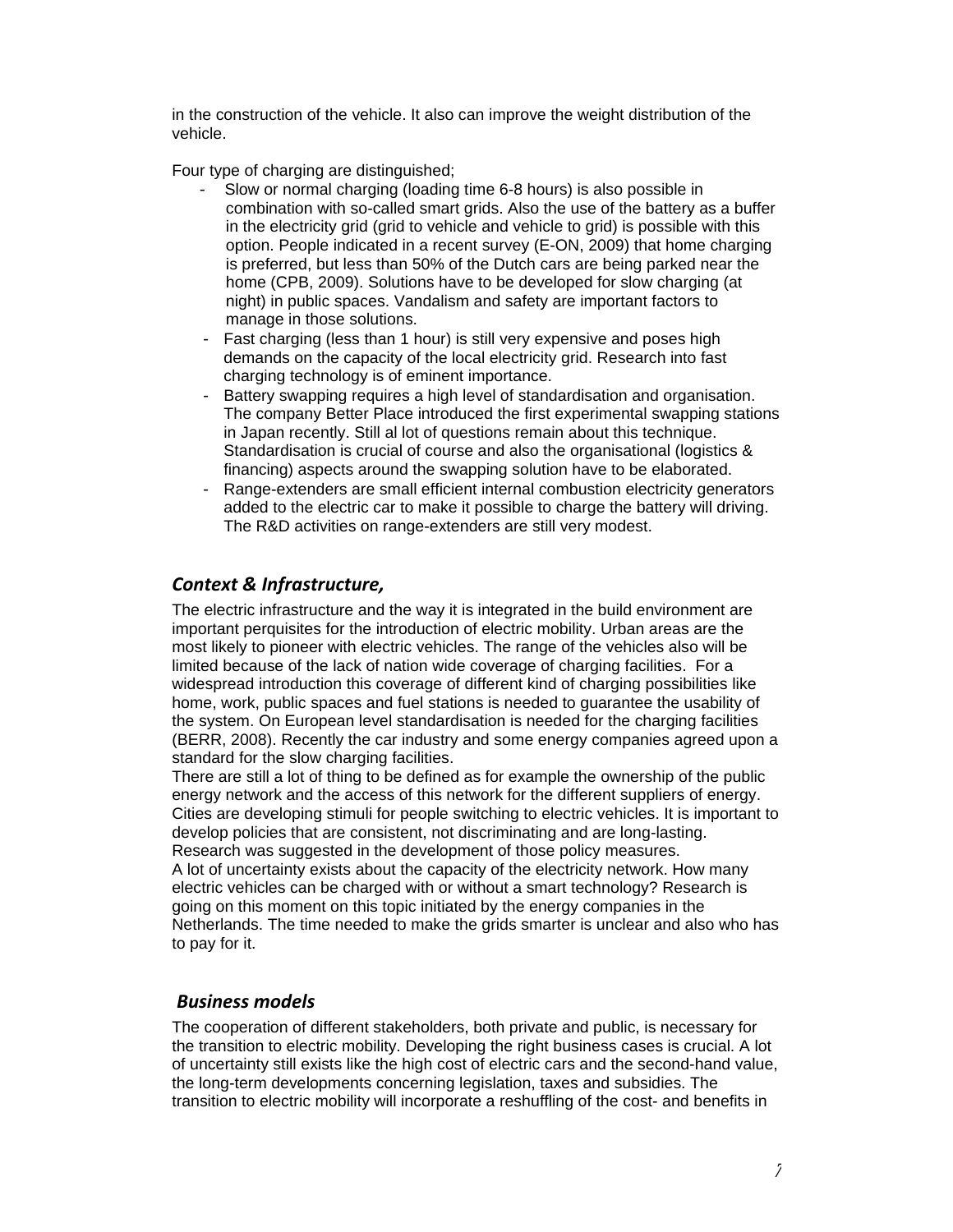in the construction of the vehicle. It also can improve the weight distribution of the vehicle.

Four type of charging are distinguished;

- Slow or normal charging (loading time 6-8 hours) is also possible in combination with so-called smart grids. Also the use of the battery as a buffer in the electricity grid (grid to vehicle and vehicle to grid) is possible with this option. People indicated in a recent survey (E-ON, 2009) that home charging is preferred, but less than 50% of the Dutch cars are being parked near the home (CPB, 2009). Solutions have to be developed for slow charging (at night) in public spaces. Vandalism and safety are important factors to manage in those solutions.
- Fast charging (less than 1 hour) is still very expensive and poses high demands on the capacity of the local electricity grid. Research into fast charging technology is of eminent importance.
- Battery swapping requires a high level of standardisation and organisation. The company Better Place introduced the first experimental swapping stations in Japan recently. Still al lot of questions remain about this technique. Standardisation is crucial of course and also the organisational (logistics & financing) aspects around the swapping solution have to be elaborated.
- Range-extenders are small efficient internal combustion electricity generators added to the electric car to make it possible to charge the battery will driving. The R&D activities on range-extenders are still very modest.

## *Context & Infrastructure,*

The electric infrastructure and the way it is integrated in the build environment are important perquisites for the introduction of electric mobility. Urban areas are the most likely to pioneer with electric vehicles. The range of the vehicles also will be limited because of the lack of nation wide coverage of charging facilities. For a widespread introduction this coverage of different kind of charging possibilities like home, work, public spaces and fuel stations is needed to guarantee the usability of the system. On European level standardisation is needed for the charging facilities (BERR, 2008). Recently the car industry and some energy companies agreed upon a standard for the slow charging facilities.
There are still a lot of thing to be defined as for example the ownership of the public energy network and the access of this network for the different suppliers of energy. Cities are developing stimuli for people switching to electric vehicles. It is important to develop policies that are consistent, not discriminating and are long-lasting. Research was suggested in the development of those policy measures.
A lot of uncertainty exists about the capacity of the electricity network. How many electric vehicles can be charged with or without a smart technology? Research is going on this moment on this topic initiated by the energy companies in the Netherlands. The time needed to make the grids smarter is unclear and also who has to pay for it.

## *Business models*

The cooperation of different stakeholders, both private and public, is necessary for the transition to electric mobility. Developing the right business cases is crucial. A lot of uncertainty still exists like the high cost of electric cars and the second-hand value, the long-term developments concerning legislation, taxes and subsidies. The transition to electric mobility will incorporate a reshuffling of the cost- and benefits in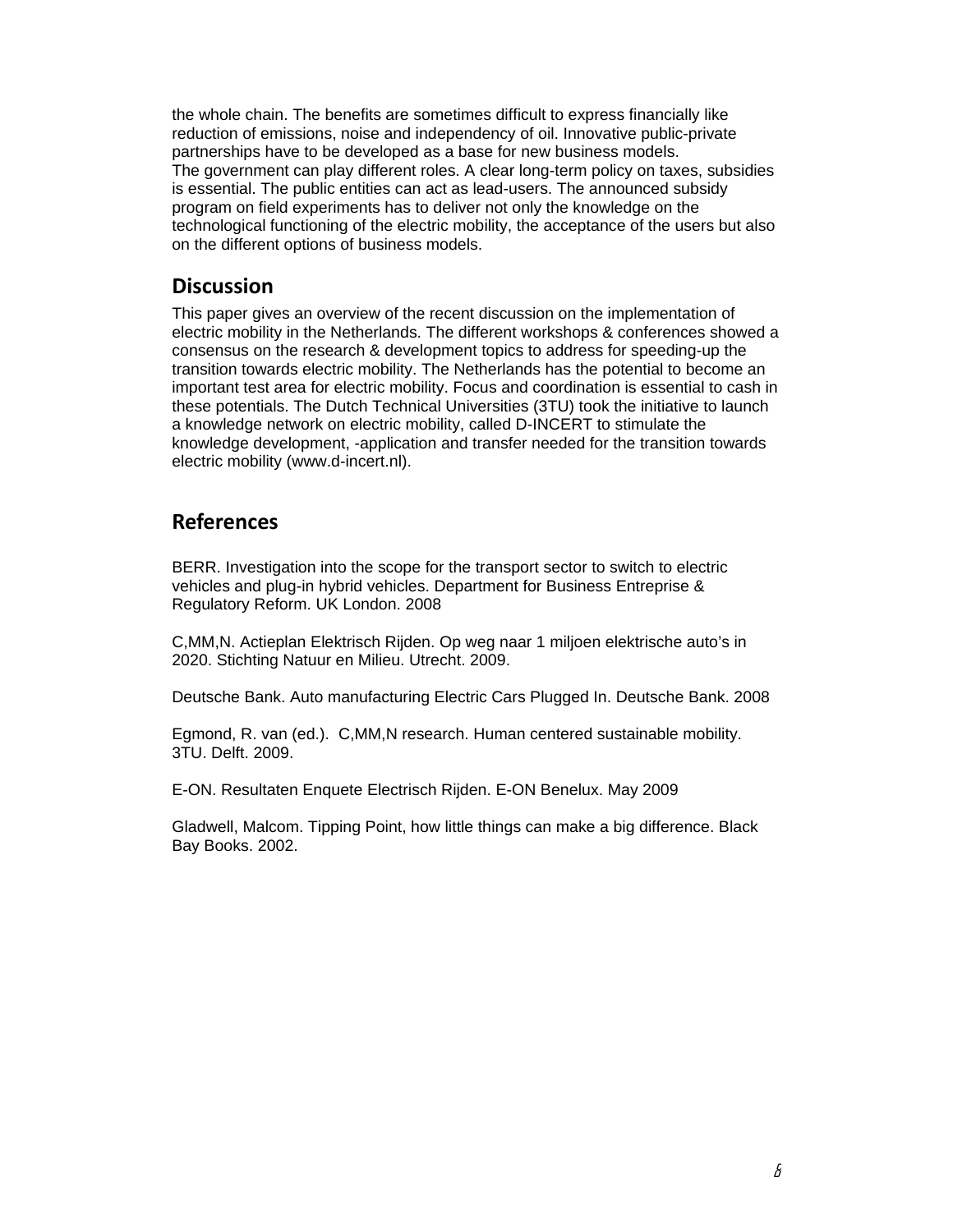the whole chain. The benefits are sometimes difficult to express financially like reduction of emissions, noise and independency of oil. Innovative public-private partnerships have to be developed as a base for new business models.
The government can play different roles. A clear long-term policy on taxes, subsidies is essential. The public entities can act as lead-users. The announced subsidy program on field experiments has to deliver not only the knowledge on the technological functioning of the electric mobility, the acceptance of the users but also on the different options of business models.

## Discussion

This paper gives an overview of the recent discussion on the implementation of electric mobility in the Netherlands. The different workshops & conferences showed a consensus on the research & development topics to address for speeding-up the transition towards electric mobility. The Netherlands has the potential to become an important test area for electric mobility. Focus and coordination is essential to cash in these potentials. The Dutch Technical Universities (3TU) took the initiative to launch a knowledge network on electric mobility, called D-INCERT to stimulate the knowledge development, -application and transfer needed for the transition towards electric mobility (www.d-incert.nl).

## References

BERR. Investigation into the scope for the transport sector to switch to electric vehicles and plug-in hybrid vehicles. Department for Business Entreprise & Regulatory Reform. UK London. 2008

C,MM,N. Actieplan Elektrisch Rijden. Op weg naar 1 miljoen elektrische auto's in 2020. Stichting Natuur en Milieu. Utrecht. 2009.

Deutsche Bank. Auto manufacturing Electric Cars Plugged In. Deutsche Bank. 2008

Egmond, R. van (ed.). C,MM,N research. Human centered sustainable mobility. 3TU. Delft. 2009.

E-ON. Resultaten Enquete Electrisch Rijden. E-ON Benelux. May 2009

Gladwell, Malcom. Tipping Point, how little things can make a big difference. Black Bay Books. 2002.